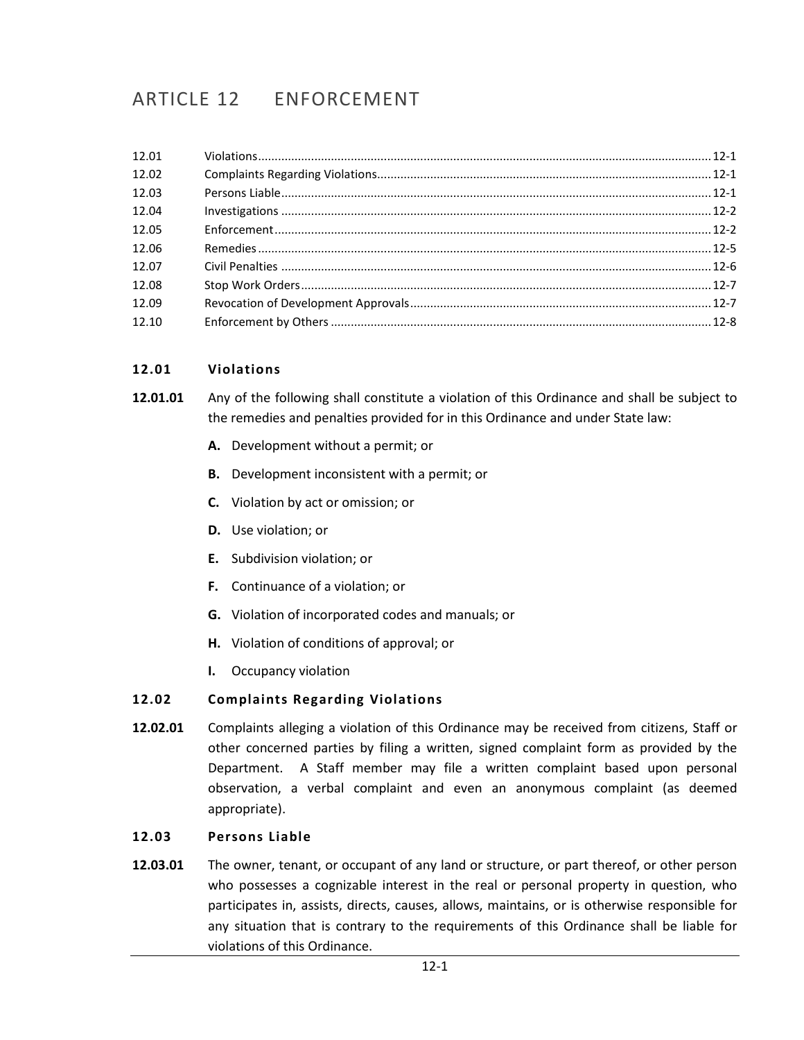# ARTICLE 12 ENFORCEMENT

| | | |
|---|---|---|
| 12.01 | Violations | 12-1 |
| 12.02 | Complaints Regarding Violations | 12-1 |
| 12.03 | Persons Liable | 12-1 |
| 12.04 | Investigations | 12-2 |
| 12.05 | Enforcement | 12-2 |
| 12.06 | Remedies | 12-5 |
| 12.07 | Civil Penalties | 12-6 |
| 12.08 | Stop Work Orders | 12-7 |
| 12.09 | Revocation of Development Approvals | 12-7 |
| 12.10 | Enforcement by Others | 12-8 |

## 12.01 Violations

**12.01.01** Any of the following shall constitute a violation of this Ordinance and shall be subject to the remedies and penalties provided for in this Ordinance and under State law:

- **A.** Development without a permit; or
- **B.** Development inconsistent with a permit; or
- **C.** Violation by act or omission; or
- **D.** Use violation; or
- **E.** Subdivision violation; or
- **F.** Continuance of a violation; or
- **G.** Violation of incorporated codes and manuals; or
- **H.** Violation of conditions of approval; or
- **I.** Occupancy violation

## 12.02 Complaints Regarding Violations

**12.02.01** Complaints alleging a violation of this Ordinance may be received from citizens, Staff or other concerned parties by filing a written, signed complaint form as provided by the Department. A Staff member may file a written complaint based upon personal observation, a verbal complaint and even an anonymous complaint (as deemed appropriate).

## 12.03 Persons Liable

**12.03.01** The owner, tenant, or occupant of any land or structure, or part thereof, or other person who possesses a cognizable interest in the real or personal property in question, who participates in, assists, directs, causes, allows, maintains, or is otherwise responsible for any situation that is contrary to the requirements of this Ordinance shall be liable for violations of this Ordinance.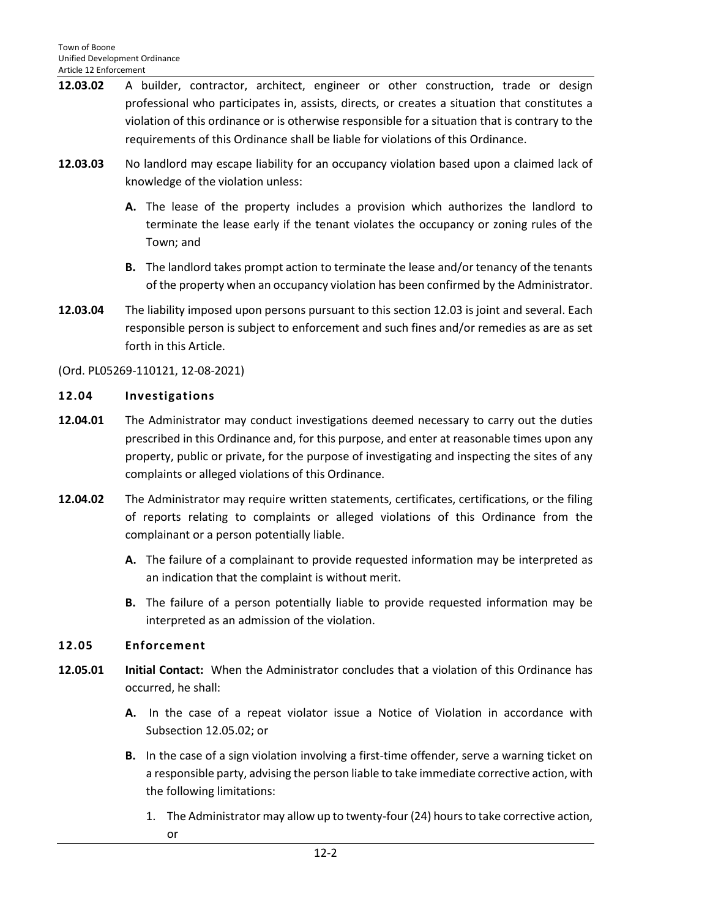**12.03.02** A builder, contractor, architect, engineer or other construction, trade or design professional who participates in, assists, directs, or creates a situation that constitutes a violation of this ordinance or is otherwise responsible for a situation that is contrary to the requirements of this Ordinance shall be liable for violations of this Ordinance.

**12.03.03** No landlord may escape liability for an occupancy violation based upon a claimed lack of knowledge of the violation unless:

- **A.** The lease of the property includes a provision which authorizes the landlord to terminate the lease early if the tenant violates the occupancy or zoning rules of the Town; and
- **B.** The landlord takes prompt action to terminate the lease and/or tenancy of the tenants of the property when an occupancy violation has been confirmed by the Administrator.

**12.03.04** The liability imposed upon persons pursuant to this section 12.03 is joint and several. Each responsible person is subject to enforcement and such fines and/or remedies as are as set forth in this Article.

(Ord. PL05269-110121, 12-08-2021)

## 12.04 Investigations

**12.04.01** The Administrator may conduct investigations deemed necessary to carry out the duties prescribed in this Ordinance and, for this purpose, and enter at reasonable times upon any property, public or private, for the purpose of investigating and inspecting the sites of any complaints or alleged violations of this Ordinance.

**12.04.02** The Administrator may require written statements, certificates, certifications, or the filing of reports relating to complaints or alleged violations of this Ordinance from the complainant or a person potentially liable.

- **A.** The failure of a complainant to provide requested information may be interpreted as an indication that the complaint is without merit.
- **B.** The failure of a person potentially liable to provide requested information may be interpreted as an admission of the violation.

## 12.05 Enforcement

**12.05.01** **Initial Contact:** When the Administrator concludes that a violation of this Ordinance has occurred, he shall:

- **A.** In the case of a repeat violator issue a Notice of Violation in accordance with Subsection 12.05.02; or
- **B.** In the case of a sign violation involving a first-time offender, serve a warning ticket on a responsible party, advising the person liable to take immediate corrective action, with the following limitations:
  1. The Administrator may allow up to twenty-four (24) hours to take corrective action, or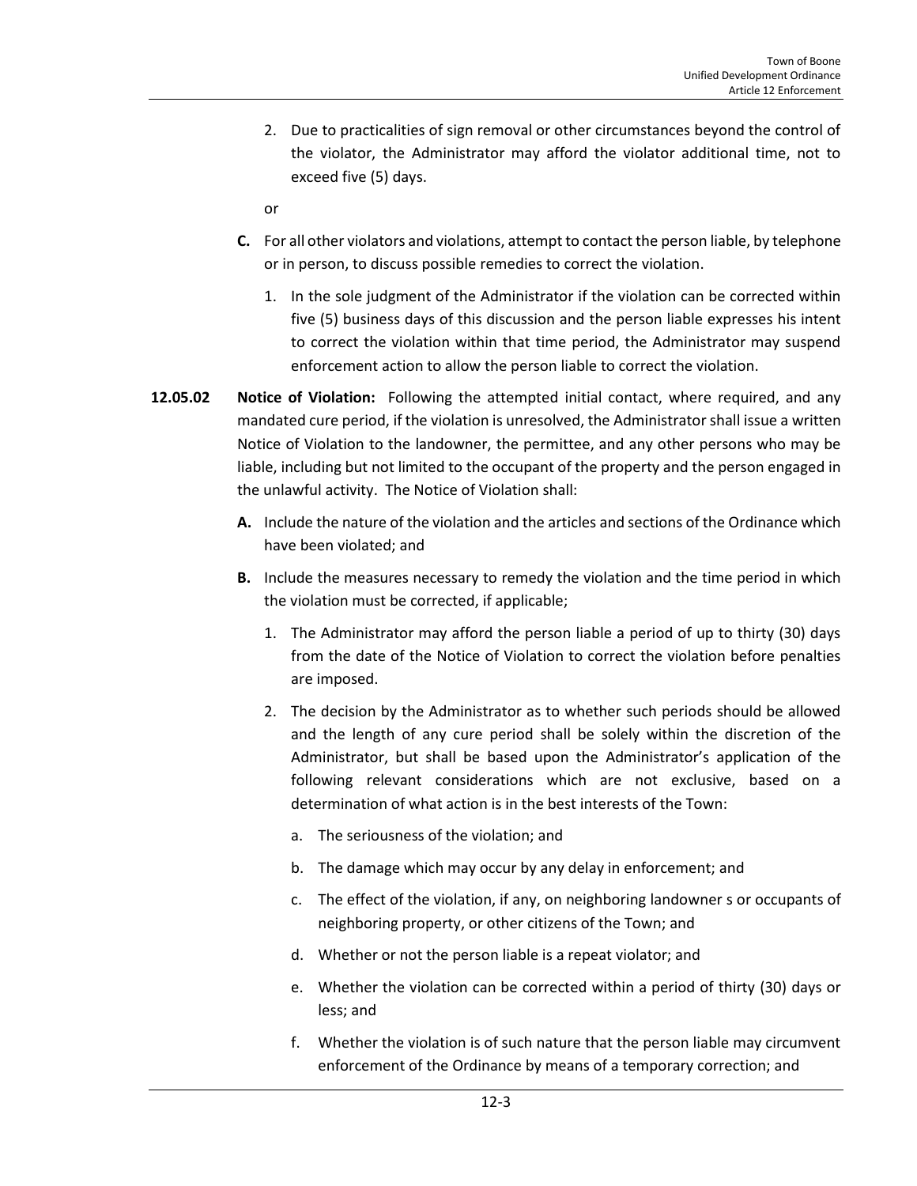2. Due to practicalities of sign removal or other circumstances beyond the control of the violator, the Administrator may afford the violator additional time, not to exceed five (5) days.

or

**C.** For all other violators and violations, attempt to contact the person liable, by telephone or in person, to discuss possible remedies to correct the violation.

1. In the sole judgment of the Administrator if the violation can be corrected within five (5) business days of this discussion and the person liable expresses his intent to correct the violation within that time period, the Administrator may suspend enforcement action to allow the person liable to correct the violation.

**12.05.02 Notice of Violation:** Following the attempted initial contact, where required, and any mandated cure period, if the violation is unresolved, the Administrator shall issue a written Notice of Violation to the landowner, the permittee, and any other persons who may be liable, including but not limited to the occupant of the property and the person engaged in the unlawful activity. The Notice of Violation shall:

**A.** Include the nature of the violation and the articles and sections of the Ordinance which have been violated; and

**B.** Include the measures necessary to remedy the violation and the time period in which the violation must be corrected, if applicable;

1. The Administrator may afford the person liable a period of up to thirty (30) days from the date of the Notice of Violation to correct the violation before penalties are imposed.
2. The decision by the Administrator as to whether such periods should be allowed and the length of any cure period shall be solely within the discretion of the Administrator, but shall be based upon the Administrator's application of the following relevant considerations which are not exclusive, based on a determination of what action is in the best interests of the Town:
   a. The seriousness of the violation; and
   b. The damage which may occur by any delay in enforcement; and
   c. The effect of the violation, if any, on neighboring landowner s or occupants of neighboring property, or other citizens of the Town; and
   d. Whether or not the person liable is a repeat violator; and
   e. Whether the violation can be corrected within a period of thirty (30) days or less; and
   f. Whether the violation is of such nature that the person liable may circumvent enforcement of the Ordinance by means of a temporary correction; and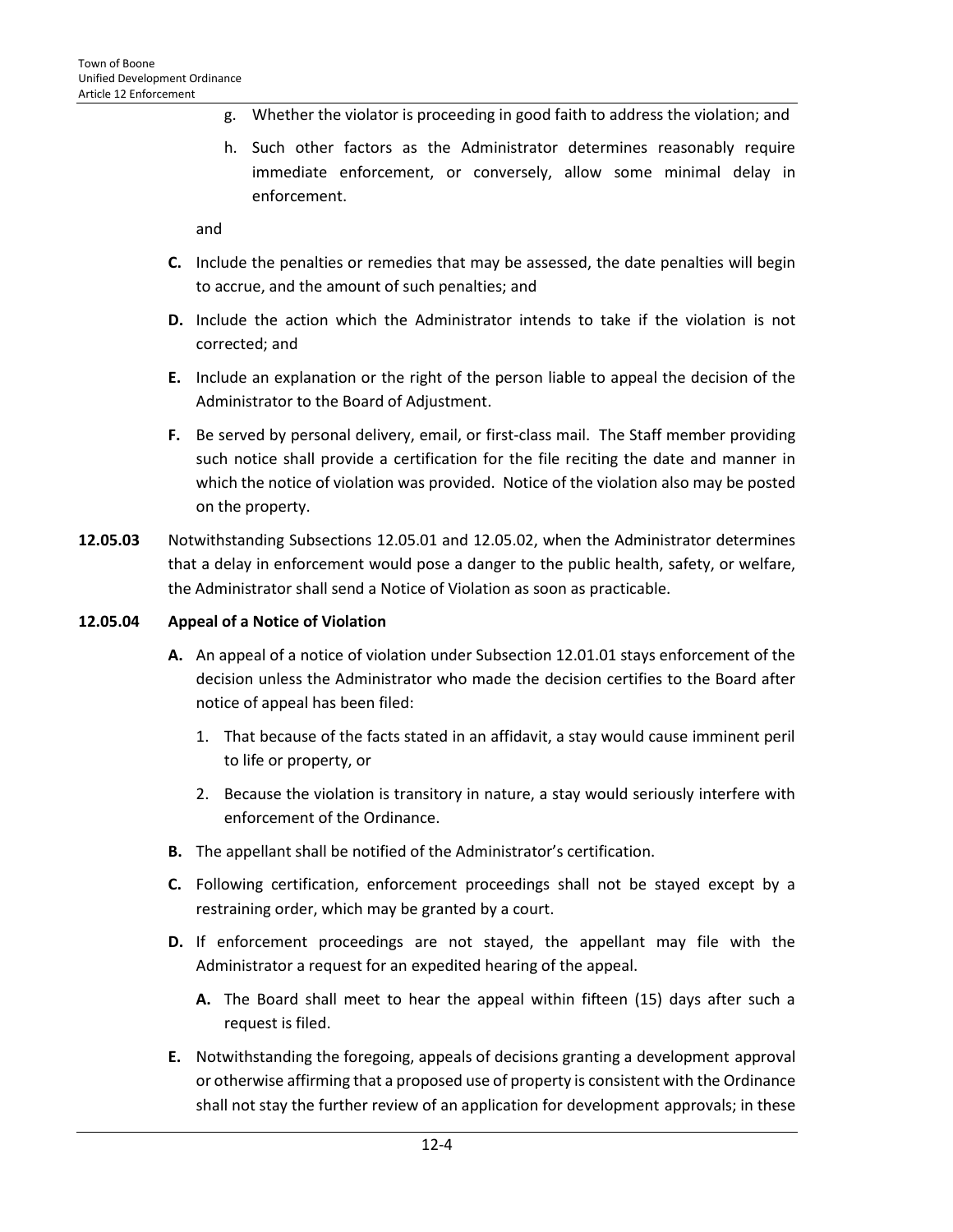g. Whether the violator is proceeding in good faith to address the violation; and

h. Such other factors as the Administrator determines reasonably require immediate enforcement, or conversely, allow some minimal delay in enforcement.

and

**C.** Include the penalties or remedies that may be assessed, the date penalties will begin to accrue, and the amount of such penalties; and

**D.** Include the action which the Administrator intends to take if the violation is not corrected; and

**E.** Include an explanation or the right of the person liable to appeal the decision of the Administrator to the Board of Adjustment.

**F.** Be served by personal delivery, email, or first-class mail. The Staff member providing such notice shall provide a certification for the file reciting the date and manner in which the notice of violation was provided. Notice of the violation also may be posted on the property.

**12.05.03** Notwithstanding Subsections 12.05.01 and 12.05.02, when the Administrator determines that a delay in enforcement would pose a danger to the public health, safety, or welfare, the Administrator shall send a Notice of Violation as soon as practicable.

**12.05.04 Appeal of a Notice of Violation**

**A.** An appeal of a notice of violation under Subsection 12.01.01 stays enforcement of the decision unless the Administrator who made the decision certifies to the Board after notice of appeal has been filed:

1. That because of the facts stated in an affidavit, a stay would cause imminent peril to life or property, or
2. Because the violation is transitory in nature, a stay would seriously interfere with enforcement of the Ordinance.

**B.** The appellant shall be notified of the Administrator's certification.

**C.** Following certification, enforcement proceedings shall not be stayed except by a restraining order, which may be granted by a court.

**D.** If enforcement proceedings are not stayed, the appellant may file with the Administrator a request for an expedited hearing of the appeal.

**A.** The Board shall meet to hear the appeal within fifteen (15) days after such a request is filed.

**E.** Notwithstanding the foregoing, appeals of decisions granting a development approval or otherwise affirming that a proposed use of property is consistent with the Ordinance shall not stay the further review of an application for development approvals; in these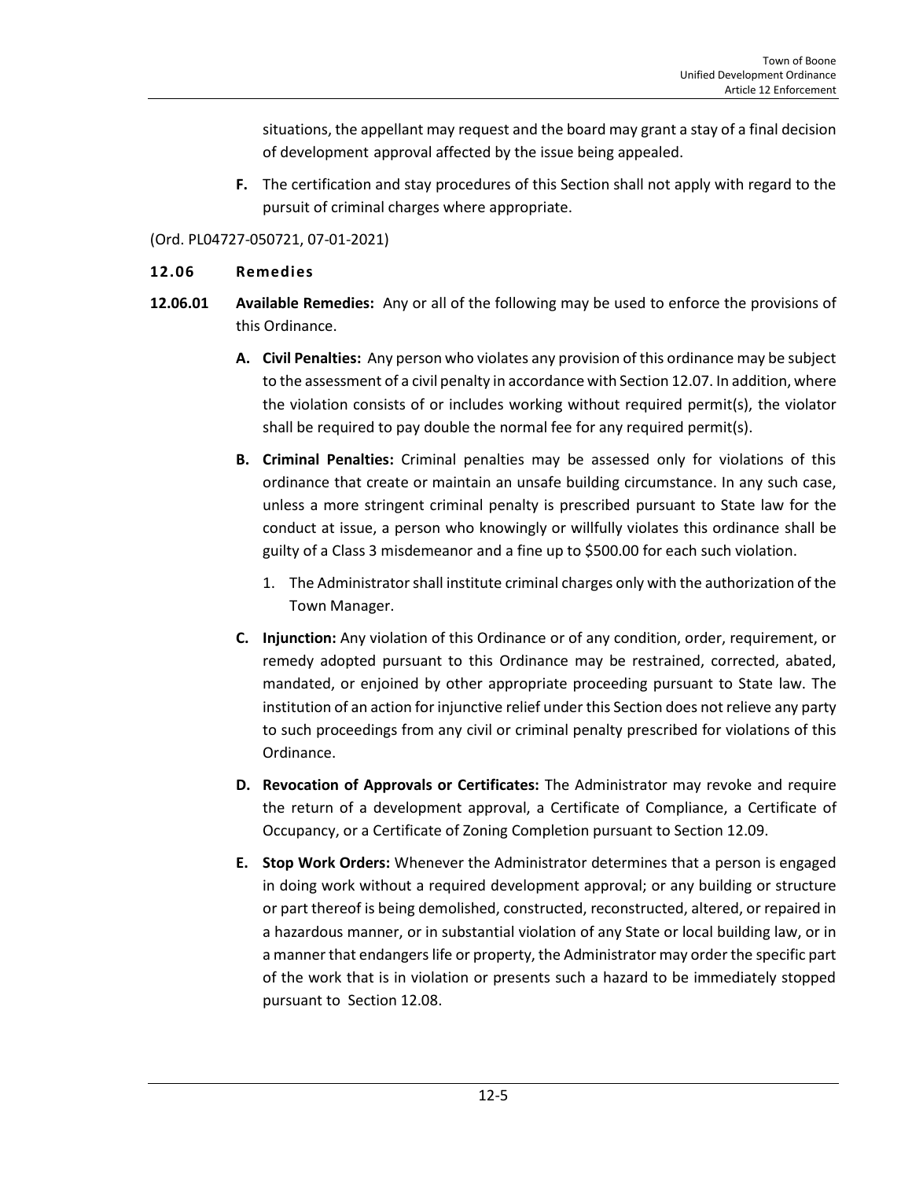situations, the appellant may request and the board may grant a stay of a final decision of development approval affected by the issue being appealed.

**F.** The certification and stay procedures of this Section shall not apply with regard to the pursuit of criminal charges where appropriate.

(Ord. PL04727-050721, 07-01-2021)

### 12.06 Remedies

**12.06.01 Available Remedies:** Any or all of the following may be used to enforce the provisions of this Ordinance.

**A. Civil Penalties:** Any person who violates any provision of this ordinance may be subject to the assessment of a civil penalty in accordance with Section 12.07. In addition, where the violation consists of or includes working without required permit(s), the violator shall be required to pay double the normal fee for any required permit(s).

**B. Criminal Penalties:** Criminal penalties may be assessed only for violations of this ordinance that create or maintain an unsafe building circumstance. In any such case, unless a more stringent criminal penalty is prescribed pursuant to State law for the conduct at issue, a person who knowingly or willfully violates this ordinance shall be guilty of a Class 3 misdemeanor and a fine up to $500.00 for each such violation.

1. The Administrator shall institute criminal charges only with the authorization of the Town Manager.

**C. Injunction:** Any violation of this Ordinance or of any condition, order, requirement, or remedy adopted pursuant to this Ordinance may be restrained, corrected, abated, mandated, or enjoined by other appropriate proceeding pursuant to State law. The institution of an action for injunctive relief under this Section does not relieve any party to such proceedings from any civil or criminal penalty prescribed for violations of this Ordinance.

**D. Revocation of Approvals or Certificates:** The Administrator may revoke and require the return of a development approval, a Certificate of Compliance, a Certificate of Occupancy, or a Certificate of Zoning Completion pursuant to Section 12.09.

**E. Stop Work Orders:** Whenever the Administrator determines that a person is engaged in doing work without a required development approval; or any building or structure or part thereof is being demolished, constructed, reconstructed, altered, or repaired in a hazardous manner, or in substantial violation of any State or local building law, or in a manner that endangers life or property, the Administrator may order the specific part of the work that is in violation or presents such a hazard to be immediately stopped pursuant to Section 12.08.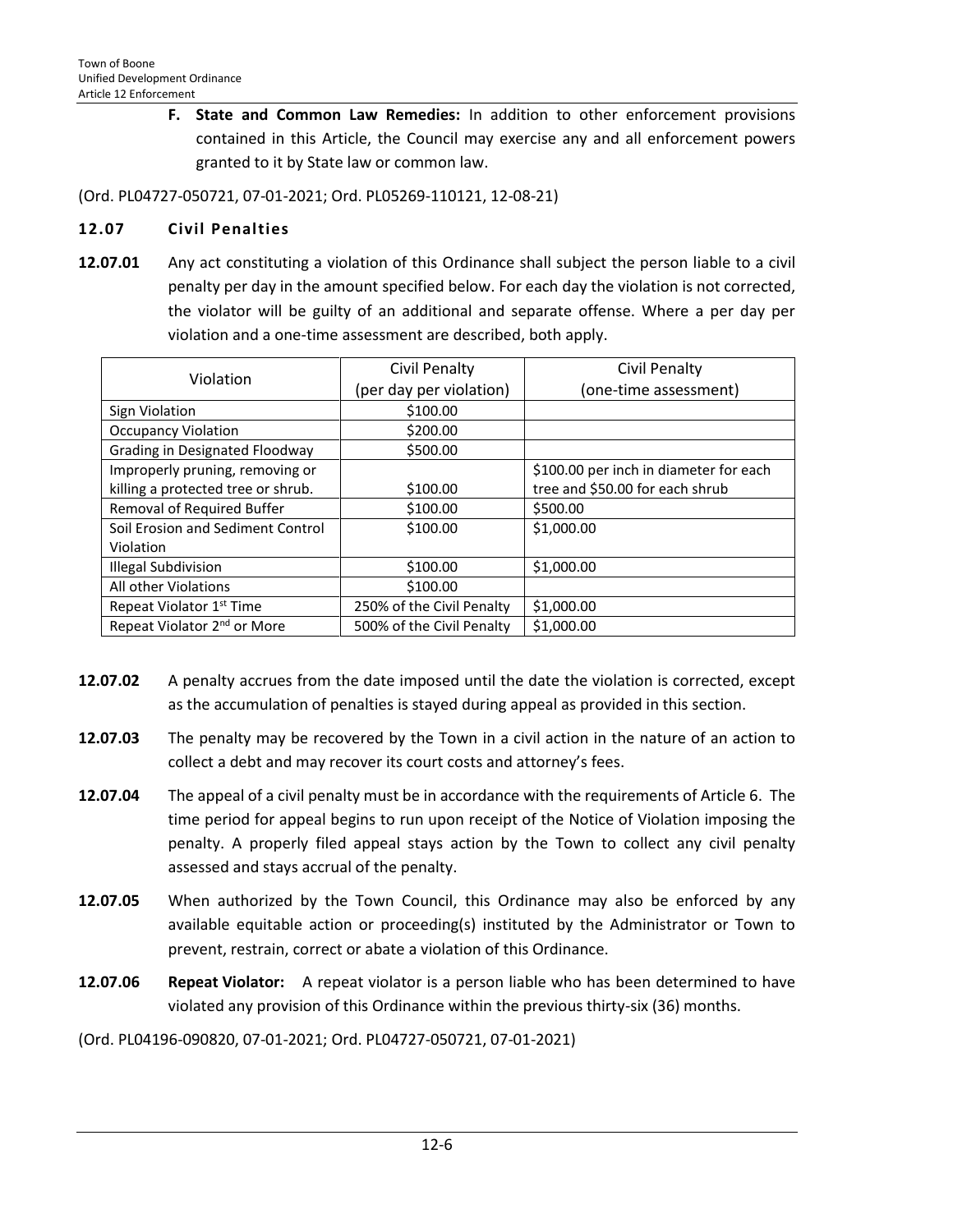**F. State and Common Law Remedies:** In addition to other enforcement provisions contained in this Article, the Council may exercise any and all enforcement powers granted to it by State law or common law.

(Ord. PL04727-050721, 07-01-2021; Ord. PL05269-110121, 12-08-21)

## 12.07 Civil Penalties

**12.07.01** Any act constituting a violation of this Ordinance shall subject the person liable to a civil penalty per day in the amount specified below. For each day the violation is not corrected, the violator will be guilty of an additional and separate offense. Where a per day per violation and a one-time assessment are described, both apply.

| Violation | Civil Penalty (per day per violation) | Civil Penalty (one-time assessment) |
|---|---|---|
| Sign Violation | \$100.00 | |
| Occupancy Violation | \$200.00 | |
| Grading in Designated Floodway | \$500.00 | |
| Improperly pruning, removing or killing a protected tree or shrub. | \$100.00 | \$100.00 per inch in diameter for each tree and \$50.00 for each shrub |
| Removal of Required Buffer | \$100.00 | \$500.00 |
| Soil Erosion and Sediment Control Violation | \$100.00 | \$1,000.00 |
| Illegal Subdivision | \$100.00 | \$1,000.00 |
| All other Violations | \$100.00 | |
| Repeat Violator 1st Time | 250% of the Civil Penalty | \$1,000.00 |
| Repeat Violator 2nd or More | 500% of the Civil Penalty | \$1,000.00 |

**12.07.02** A penalty accrues from the date imposed until the date the violation is corrected, except as the accumulation of penalties is stayed during appeal as provided in this section.

**12.07.03** The penalty may be recovered by the Town in a civil action in the nature of an action to collect a debt and may recover its court costs and attorney's fees.

**12.07.04** The appeal of a civil penalty must be in accordance with the requirements of Article 6. The time period for appeal begins to run upon receipt of the Notice of Violation imposing the penalty. A properly filed appeal stays action by the Town to collect any civil penalty assessed and stays accrual of the penalty.

**12.07.05** When authorized by the Town Council, this Ordinance may also be enforced by any available equitable action or proceeding(s) instituted by the Administrator or Town to prevent, restrain, correct or abate a violation of this Ordinance.

**12.07.06** **Repeat Violator:** A repeat violator is a person liable who has been determined to have violated any provision of this Ordinance within the previous thirty-six (36) months.

(Ord. PL04196-090820, 07-01-2021; Ord. PL04727-050721, 07-01-2021)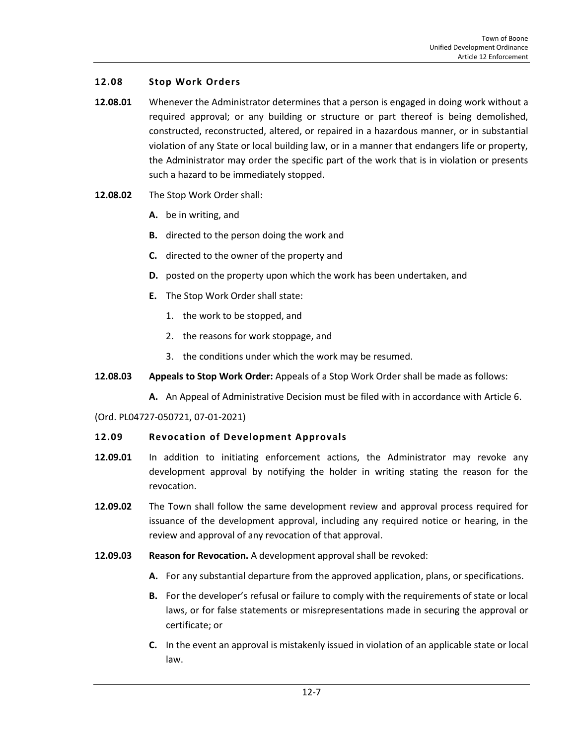## 12.08 Stop Work Orders

**12.08.01** Whenever the Administrator determines that a person is engaged in doing work without a required approval; or any building or structure or part thereof is being demolished, constructed, reconstructed, altered, or repaired in a hazardous manner, or in substantial violation of any State or local building law, or in a manner that endangers life or property, the Administrator may order the specific part of the work that is in violation or presents such a hazard to be immediately stopped.

**12.08.02** The Stop Work Order shall:

- **A.** be in writing, and
- **B.** directed to the person doing the work and
- **C.** directed to the owner of the property and
- **D.** posted on the property upon which the work has been undertaken, and
- **E.** The Stop Work Order shall state:
  1. the work to be stopped, and
  2. the reasons for work stoppage, and
  3. the conditions under which the work may be resumed.

**12.08.03** **Appeals to Stop Work Order:** Appeals of a Stop Work Order shall be made as follows:

- **A.** An Appeal of Administrative Decision must be filed with in accordance with Article 6.

(Ord. PL04727-050721, 07-01-2021)

## 12.09 Revocation of Development Approvals

**12.09.01** In addition to initiating enforcement actions, the Administrator may revoke any development approval by notifying the holder in writing stating the reason for the revocation.

**12.09.02** The Town shall follow the same development review and approval process required for issuance of the development approval, including any required notice or hearing, in the review and approval of any revocation of that approval.

**12.09.03** **Reason for Revocation.** A development approval shall be revoked:

- **A.** For any substantial departure from the approved application, plans, or specifications.
- **B.** For the developer's refusal or failure to comply with the requirements of state or local laws, or for false statements or misrepresentations made in securing the approval or certificate; or
- **C.** In the event an approval is mistakenly issued in violation of an applicable state or local law.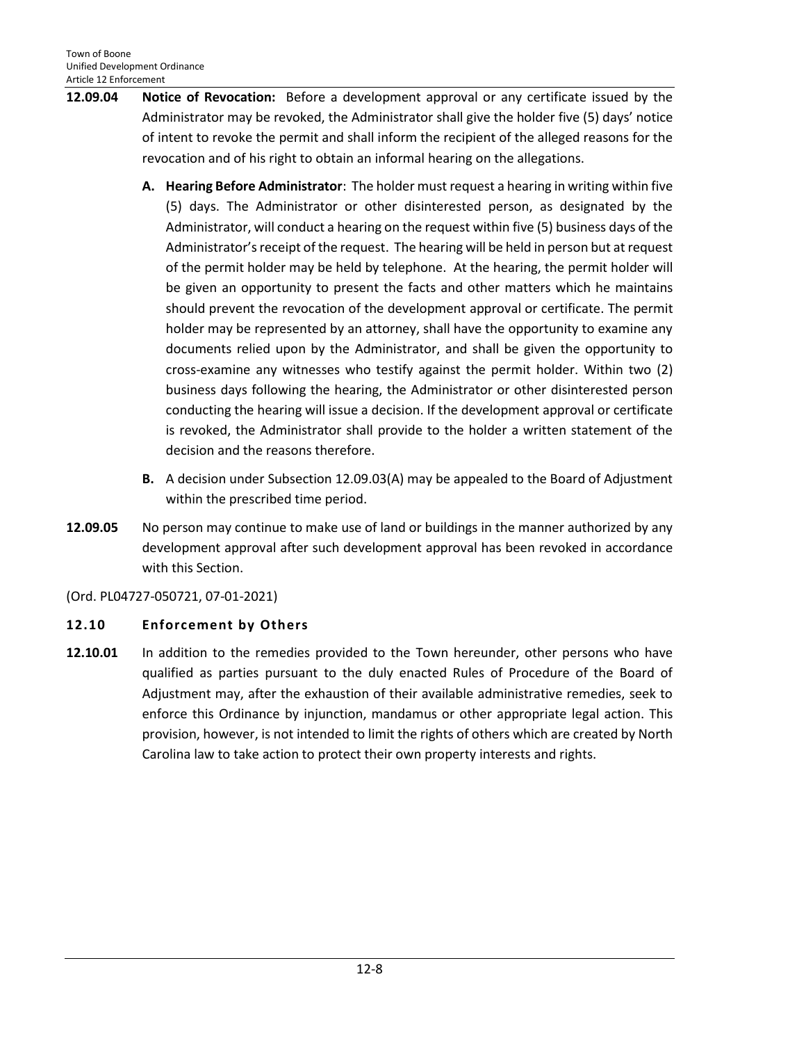**12.09.04** **Notice of Revocation:** Before a development approval or any certificate issued by the Administrator may be revoked, the Administrator shall give the holder five (5) days' notice of intent to revoke the permit and shall inform the recipient of the alleged reasons for the revocation and of his right to obtain an informal hearing on the allegations.

**A. Hearing Before Administrator**: The holder must request a hearing in writing within five (5) days. The Administrator or other disinterested person, as designated by the Administrator, will conduct a hearing on the request within five (5) business days of the Administrator's receipt of the request. The hearing will be held in person but at request of the permit holder may be held by telephone. At the hearing, the permit holder will be given an opportunity to present the facts and other matters which he maintains should prevent the revocation of the development approval or certificate. The permit holder may be represented by an attorney, shall have the opportunity to examine any documents relied upon by the Administrator, and shall be given the opportunity to cross-examine any witnesses who testify against the permit holder. Within two (2) business days following the hearing, the Administrator or other disinterested person conducting the hearing will issue a decision. If the development approval or certificate is revoked, the Administrator shall provide to the holder a written statement of the decision and the reasons therefore.

**B.** A decision under Subsection 12.09.03(A) may be appealed to the Board of Adjustment within the prescribed time period.

**12.09.05** No person may continue to make use of land or buildings in the manner authorized by any development approval after such development approval has been revoked in accordance with this Section.

(Ord. PL04727-050721, 07-01-2021)

### 12.10 Enforcement by Others

**12.10.01** In addition to the remedies provided to the Town hereunder, other persons who have qualified as parties pursuant to the duly enacted Rules of Procedure of the Board of Adjustment may, after the exhaustion of their available administrative remedies, seek to enforce this Ordinance by injunction, mandamus or other appropriate legal action. This provision, however, is not intended to limit the rights of others which are created by North Carolina law to take action to protect their own property interests and rights.